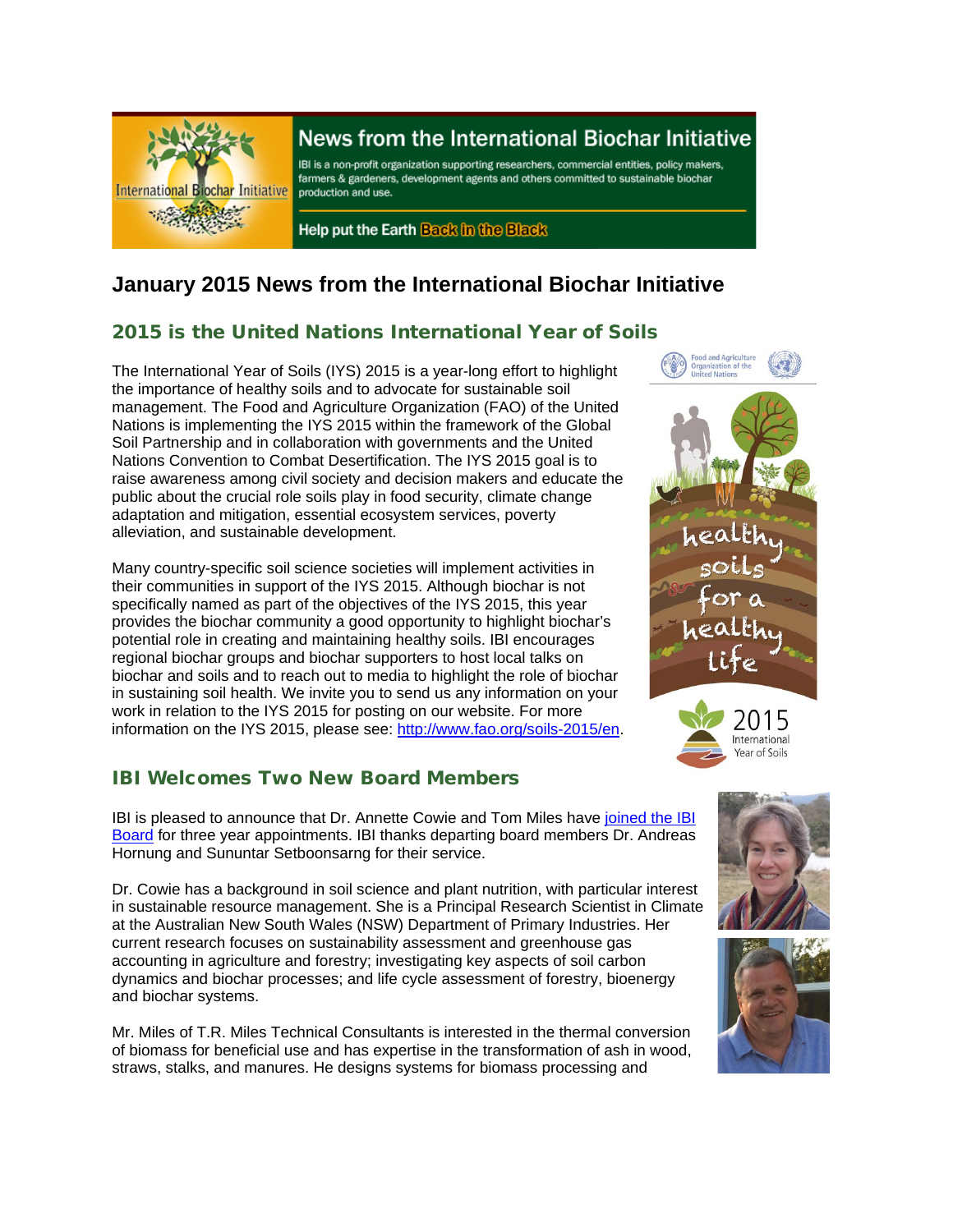# News from the International Biochar Initiative

IBI is a non-profit organization supporting researchers, commercial entities, policy makers, farmers & gardeners, development agents and others committed to sustainable biochar production and use.

Help put the Earth Back in the Black

# January 2015 News from the International Biochar Initiative

## 2015 is the United Nations International Year of Soils

The International Year of Soils (IYS) 2015 is a year-long effort to highlight the importance of healthy soils and to advocate for sustainable soil management. The Food and Agriculture Organization (FAO) of the United Nations is implementing the IYS 2015 within the framework of the Global Soil Partnership and in collaboration with governments and the United Nations Convention to Combat Desertification. The IYS 2015 goal is to raise awareness among civil society and decision makers and educate the public about the crucial role soils play in food security, climate change adaptation and mitigation, essential ecosystem services, poverty alleviation, and sustainable development.

Many country-specific soil science societies will implement activities in their communities in support of the IYS 2015. Although biochar is not specifically named as part of the objectives of the IYS 2015, this year provides the biochar community a good opportunity to highlight biochar's potential role in creating and maintaining healthy soils. IBI encourages regional biochar groups and biochar supporters to host local talks on biochar and soils and to reach out to media to highlight the role of biochar in sustaining soil health. We invite you to send us any information on your work in relation to the IYS 2015 for posting on our website. For more information on the IYS 2015, please see: http://www.fao.org/soils-2015/en.

## IBI Welcomes Two New Board Members

IBI is pleased to announce that Dr. Annette Cowie and Tom Miles have joined the IBI Board for three year appointments. IBI thanks departing board members Dr. Andreas Hornung and Sununtar Setboonsarng for their service.

Dr. Cowie has a background in soil science and plant nutrition, with particular interest in sustainable resource management. She is a Principal Research Scientist in Climate at the Australian New South Wales (NSW) Department of Primary Industries. Her current research focuses on sustainability assessment and greenhouse gas accounting in agriculture and forestry; investigating key aspects of soil carbon dynamics and biochar processes; and life cycle assessment of forestry, bioenergy and biochar systems.

Mr. Miles of T.R. Miles Technical Consultants is interested in the thermal conversion of biomass for beneficial use and has expertise in the transformation of ash in wood, straws, stalks, and manures. He designs systems for biomass processing and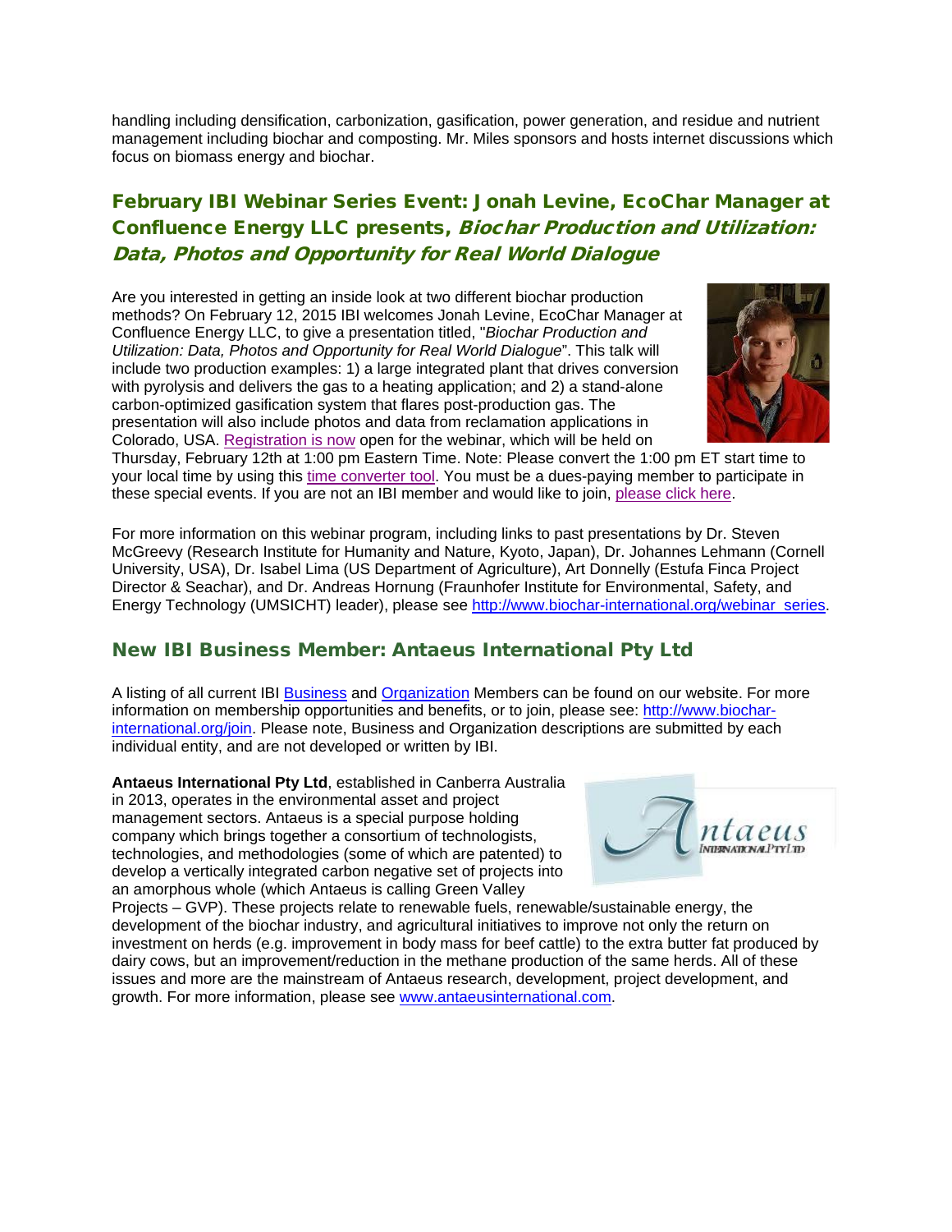handling including densification, carbonization, gasification, power generation, and residue and nutrient management including biochar and composting. Mr. Miles sponsors and hosts internet discussions which focus on biomass energy and biochar.

## February IBI Webinar Series Event: Jonah Levine, EcoChar Manager at Confluence Energy LLC presents, *Biochar Production and Utilization: Data, Photos and Opportunity for Real World Dialogue*

Are you interested in getting an inside look at two different biochar production methods? On February 12, 2015 IBI welcomes Jonah Levine, EcoChar Manager at Confluence Energy LLC, to give a presentation titled, "*Biochar Production and Utilization: Data, Photos and Opportunity for Real World Dialogue*". This talk will include two production examples: 1) a large integrated plant that drives conversion with pyrolysis and delivers the gas to a heating application; and 2) a stand-alone carbon-optimized gasification system that flares post-production gas. The presentation will also include photos and data from reclamation applications in Colorado, USA. Registration is now open for the webinar, which will be held on Thursday, February 12th at 1:00 pm Eastern Time. Note: Please convert the 1:00 pm ET start time to your local time by using this time converter tool. You must be a dues-paying member to participate in these special events. If you are not an IBI member and would like to join, please click here.

For more information on this webinar program, including links to past presentations by Dr. Steven McGreevy (Research Institute for Humanity and Nature, Kyoto, Japan), Dr. Johannes Lehmann (Cornell University, USA), Dr. Isabel Lima (US Department of Agriculture), Art Donnelly (Estufa Finca Project Director & Seachar), and Dr. Andreas Hornung (Fraunhofer Institute for Environmental, Safety, and Energy Technology (UMSICHT) leader), please see http://www.biochar-international.org/webinar_series.

## New IBI Business Member: Antaeus International Pty Ltd

A listing of all current IBI Business and Organization Members can be found on our website. For more information on membership opportunities and benefits, or to join, please see: http://www.biochar-international.org/join. Please note, Business and Organization descriptions are submitted by each individual entity, and are not developed or written by IBI.

**Antaeus International Pty Ltd**, established in Canberra Australia in 2013, operates in the environmental asset and project management sectors. Antaeus is a special purpose holding company which brings together a consortium of technologists, technologies, and methodologies (some of which are patented) to develop a vertically integrated carbon negative set of projects into an amorphous whole (which Antaeus is calling Green Valley Projects – GVP). These projects relate to renewable fuels, renewable/sustainable energy, the development of the biochar industry, and agricultural initiatives to improve not only the return on investment on herds (e.g. improvement in body mass for beef cattle) to the extra butter fat produced by dairy cows, but an improvement/reduction in the methane production of the same herds. All of these issues and more are the mainstream of Antaeus research, development, project development, and growth. For more information, please see www.antaeusinternational.com.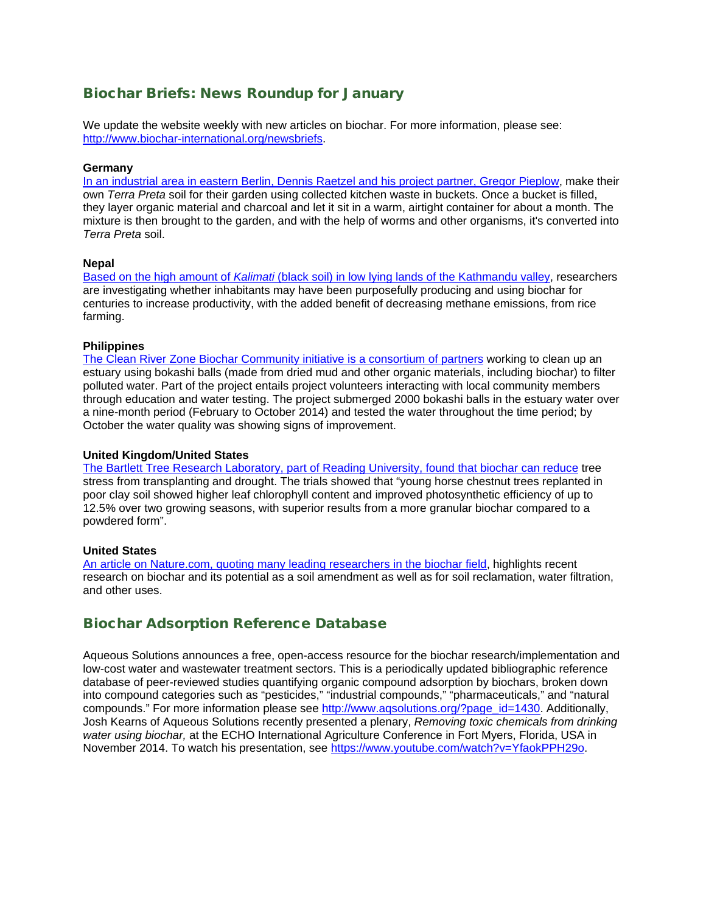## Biochar Briefs: News Roundup for January

We update the website weekly with new articles on biochar. For more information, please see: http://www.biochar-international.org/newsbriefs.

**Germany**
In an industrial area in eastern Berlin, Dennis Raetzel and his project partner, Gregor Pieplow, make their own *Terra Preta* soil for their garden using collected kitchen waste in buckets. Once a bucket is filled, they layer organic material and charcoal and let it sit in a warm, airtight container for about a month. The mixture is then brought to the garden, and with the help of worms and other organisms, it's converted into *Terra Preta* soil.

**Nepal**
Based on the high amount of *Kalimati* (black soil) in low lying lands of the Kathmandu valley, researchers are investigating whether inhabitants may have been purposefully producing and using biochar for centuries to increase productivity, with the added benefit of decreasing methane emissions, from rice farming.

**Philippines**
The Clean River Zone Biochar Community initiative is a consortium of partners working to clean up an estuary using bokashi balls (made from dried mud and other organic materials, including biochar) to filter polluted water. Part of the project entails project volunteers interacting with local community members through education and water testing. The project submerged 2000 bokashi balls in the estuary water over a nine-month period (February to October 2014) and tested the water throughout the time period; by October the water quality was showing signs of improvement.

**United Kingdom/United States**
The Bartlett Tree Research Laboratory, part of Reading University, found that biochar can reduce tree stress from transplanting and drought. The trials showed that "young horse chestnut trees replanted in poor clay soil showed higher leaf chlorophyll content and improved photosynthetic efficiency of up to 12.5% over two growing seasons, with superior results from a more granular biochar compared to a powdered form".

**United States**
An article on Nature.com, quoting many leading researchers in the biochar field, highlights recent research on biochar and its potential as a soil amendment as well as for soil reclamation, water filtration, and other uses.

## Biochar Adsorption Reference Database

Aqueous Solutions announces a free, open-access resource for the biochar research/implementation and low-cost water and wastewater treatment sectors. This is a periodically updated bibliographic reference database of peer-reviewed studies quantifying organic compound adsorption by biochars, broken down into compound categories such as "pesticides," "industrial compounds," "pharmaceuticals," and "natural compounds." For more information please see http://www.aqsolutions.org/?page_id=1430. Additionally, Josh Kearns of Aqueous Solutions recently presented a plenary, *Removing toxic chemicals from drinking water using biochar,* at the ECHO International Agriculture Conference in Fort Myers, Florida, USA in November 2014. To watch his presentation, see https://www.youtube.com/watch?v=YfaokPPH29o.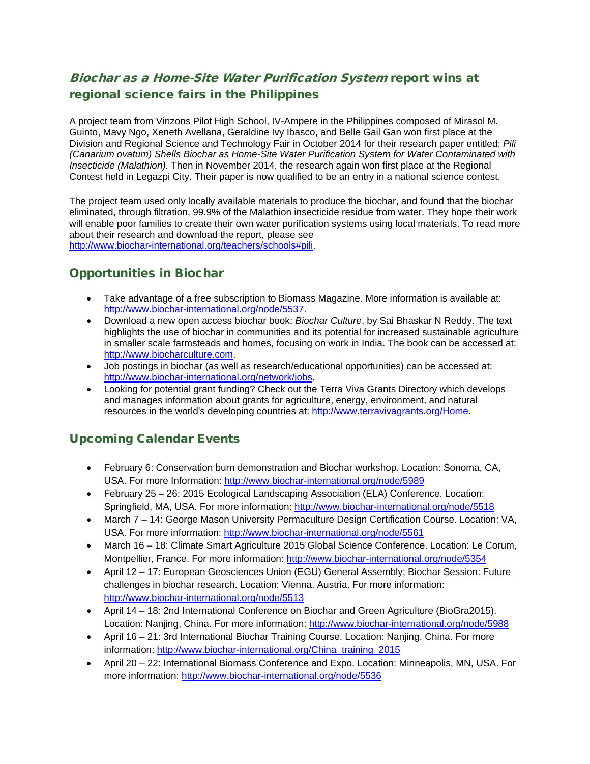## *Biochar as a Home-Site Water Purification System* report wins at regional science fairs in the Philippines

A project team from Vinzons Pilot High School, IV-Ampere in the Philippines composed of Mirasol M. Guinto, Mavy Ngo, Xeneth Avellana, Geraldine Ivy Ibasco, and Belle Gail Gan won first place at the Division and Regional Science and Technology Fair in October 2014 for their research paper entitled: *Pili (Canarium ovatum) Shells Biochar as Home-Site Water Purification System for Water Contaminated with Insecticide (Malathion).* Then in November 2014, the research again won first place at the Regional Contest held in Legazpi City. Their paper is now qualified to be an entry in a national science contest.

The project team used only locally available materials to produce the biochar, and found that the biochar eliminated, through filtration, 99.9% of the Malathion insecticide residue from water. They hope their work will enable poor families to create their own water purification systems using local materials. To read more about their research and download the report, please see http://www.biochar-international.org/teachers/schools#pili.

## Opportunities in Biochar

- Take advantage of a free subscription to Biomass Magazine. More information is available at: http://www.biochar-international.org/node/5537.
- Download a new open access biochar book: *Biochar Culture*, by Sai Bhaskar N Reddy. The text highlights the use of biochar in communities and its potential for increased sustainable agriculture in smaller scale farmsteads and homes, focusing on work in India. The book can be accessed at: http://www.biocharculture.com.
- Job postings in biochar (as well as research/educational opportunities) can be accessed at: http://www.biochar-international.org/network/jobs.
- Looking for potential grant funding? Check out the Terra Viva Grants Directory which develops and manages information about grants for agriculture, energy, environment, and natural resources in the world's developing countries at: http://www.terravivagrants.org/Home.

## Upcoming Calendar Events

- February 6: Conservation burn demonstration and Biochar workshop. Location: Sonoma, CA, USA. For more Information: http://www.biochar-international.org/node/5989
- February 25 – 26: 2015 Ecological Landscaping Association (ELA) Conference. Location: Springfield, MA, USA. For more information: http://www.biochar-international.org/node/5518
- March 7 – 14: George Mason University Permaculture Design Certification Course. Location: VA, USA. For more information: http://www.biochar-international.org/node/5561
- March 16 – 18: Climate Smart Agriculture 2015 Global Science Conference. Location: Le Corum, Montpellier, France. For more information: http://www.biochar-international.org/node/5354
- April 12 – 17: European Geosciences Union (EGU) General Assembly; Biochar Session: Future challenges in biochar research. Location: Vienna, Austria. For more information: http://www.biochar-international.org/node/5513
- April 14 – 18: 2nd International Conference on Biochar and Green Agriculture (BioGra2015). Location: Nanjing, China. For more information: http://www.biochar-international.org/node/5988
- April 16 – 21: 3rd International Biochar Training Course. Location: Nanjing, China. For more information: http://www.biochar-international.org/China_training_2015
- April 20 – 22: International Biomass Conference and Expo. Location: Minneapolis, MN, USA. For more information: http://www.biochar-international.org/node/5536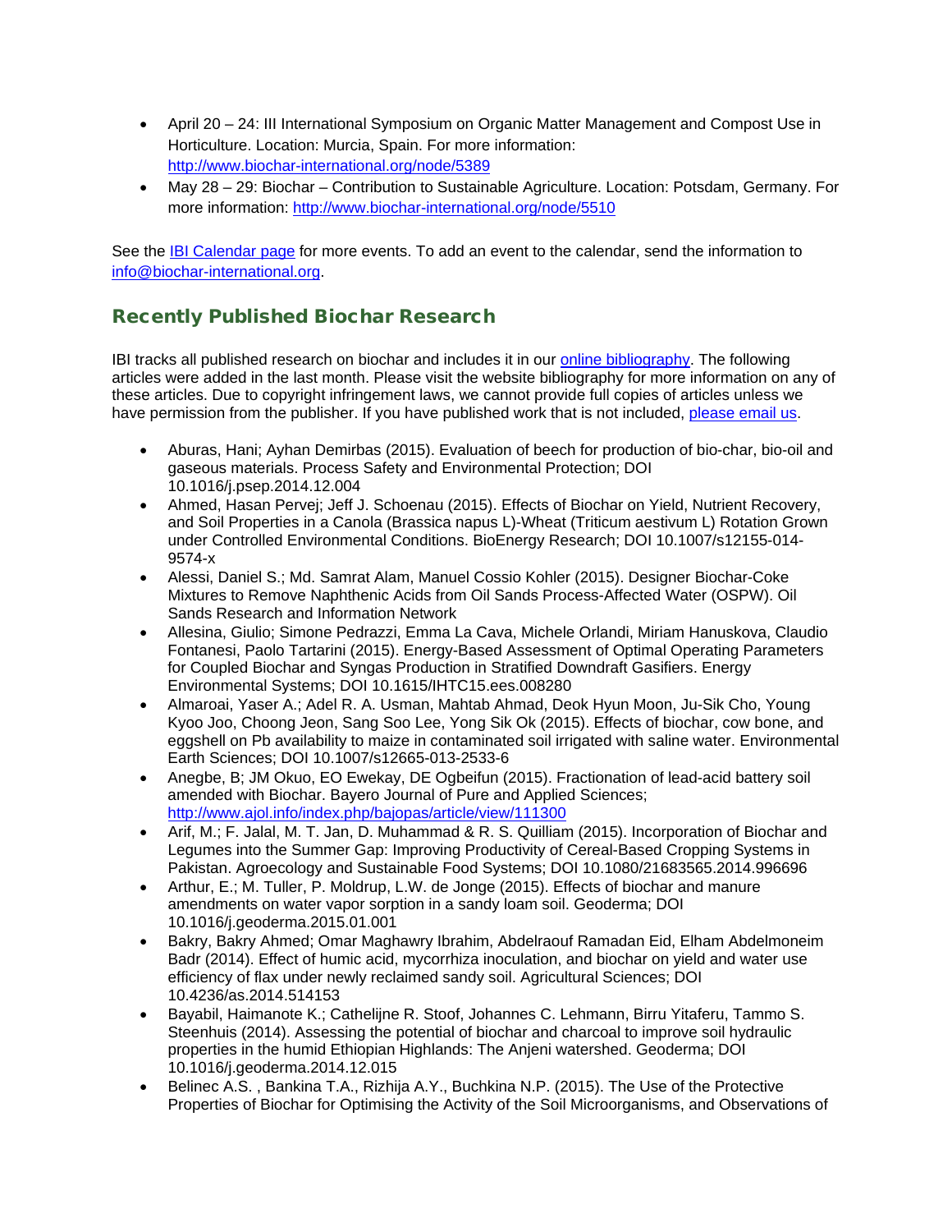- April 20 – 24: III International Symposium on Organic Matter Management and Compost Use in Horticulture. Location: Murcia, Spain. For more information: [http://www.biochar-international.org/node/5389](http://www.biochar-international.org/node/5389)
- May 28 – 29: Biochar – Contribution to Sustainable Agriculture. Location: Potsdam, Germany. For more information: [http://www.biochar-international.org/node/5510](http://www.biochar-international.org/node/5510)

See the IBI Calendar page for more events. To add an event to the calendar, send the information to info@biochar-international.org.

## Recently Published Biochar Research

IBI tracks all published research on biochar and includes it in our online bibliography. The following articles were added in the last month. Please visit the website bibliography for more information on any of these articles. Due to copyright infringement laws, we cannot provide full copies of articles unless we have permission from the publisher. If you have published work that is not included, please email us.

- Aburas, Hani; Ayhan Demirbas (2015). Evaluation of beech for production of bio-char, bio-oil and gaseous materials. Process Safety and Environmental Protection; DOI 10.1016/j.psep.2014.12.004
- Ahmed, Hasan Pervej; Jeff J. Schoenau (2015). Effects of Biochar on Yield, Nutrient Recovery, and Soil Properties in a Canola (Brassica napus L)-Wheat (Triticum aestivum L) Rotation Grown under Controlled Environmental Conditions. BioEnergy Research; DOI 10.1007/s12155-014-9574-x
- Alessi, Daniel S.; Md. Samrat Alam, Manuel Cossio Kohler (2015). Designer Biochar-Coke Mixtures to Remove Naphthenic Acids from Oil Sands Process-Affected Water (OSPW). Oil Sands Research and Information Network
- Allesina, Giulio; Simone Pedrazzi, Emma La Cava, Michele Orlandi, Miriam Hanuskova, Claudio Fontanesi, Paolo Tartarini (2015). Energy-Based Assessment of Optimal Operating Parameters for Coupled Biochar and Syngas Production in Stratified Downdraft Gasifiers. Energy Environmental Systems; DOI 10.1615/IHTC15.ees.008280
- Almaroai, Yaser A.; Adel R. A. Usman, Mahtab Ahmad, Deok Hyun Moon, Ju-Sik Cho, Young Kyoo Joo, Choong Jeon, Sang Soo Lee, Yong Sik Ok (2015). Effects of biochar, cow bone, and eggshell on Pb availability to maize in contaminated soil irrigated with saline water. Environmental Earth Sciences; DOI 10.1007/s12665-013-2533-6
- Anegbe, B; JM Okuo, EO Ewekay, DE Ogbeifun (2015). Fractionation of lead-acid battery soil amended with Biochar. Bayero Journal of Pure and Applied Sciences; [http://www.ajol.info/index.php/bajopas/article/view/111300](http://www.ajol.info/index.php/bajopas/article/view/111300)
- Arif, M.; F. Jalal, M. T. Jan, D. Muhammad & R. S. Quilliam (2015). Incorporation of Biochar and Legumes into the Summer Gap: Improving Productivity of Cereal-Based Cropping Systems in Pakistan. Agroecology and Sustainable Food Systems; DOI 10.1080/21683565.2014.996696
- Arthur, E.; M. Tuller, P. Moldrup, L.W. de Jonge (2015). Effects of biochar and manure amendments on water vapor sorption in a sandy loam soil. Geoderma; DOI 10.1016/j.geoderma.2015.01.001
- Bakry, Bakry Ahmed; Omar Maghawry Ibrahim, Abdelraouf Ramadan Eid, Elham Abdelmoneim Badr (2014). Effect of humic acid, mycorrhiza inoculation, and biochar on yield and water use efficiency of flax under newly reclaimed sandy soil. Agricultural Sciences; DOI 10.4236/as.2014.514153
- Bayabil, Haimanote K.; Cathelijne R. Stoof, Johannes C. Lehmann, Birru Yitaferu, Tammo S. Steenhuis (2014). Assessing the potential of biochar and charcoal to improve soil hydraulic properties in the humid Ethiopian Highlands: The Anjeni watershed. Geoderma; DOI 10.1016/j.geoderma.2014.12.015
- Belinec A.S. , Bankina T.A., Rizhija A.Y., Buchkina N.P. (2015). The Use of the Protective Properties of Biochar for Optimising the Activity of the Soil Microorganisms, and Observations of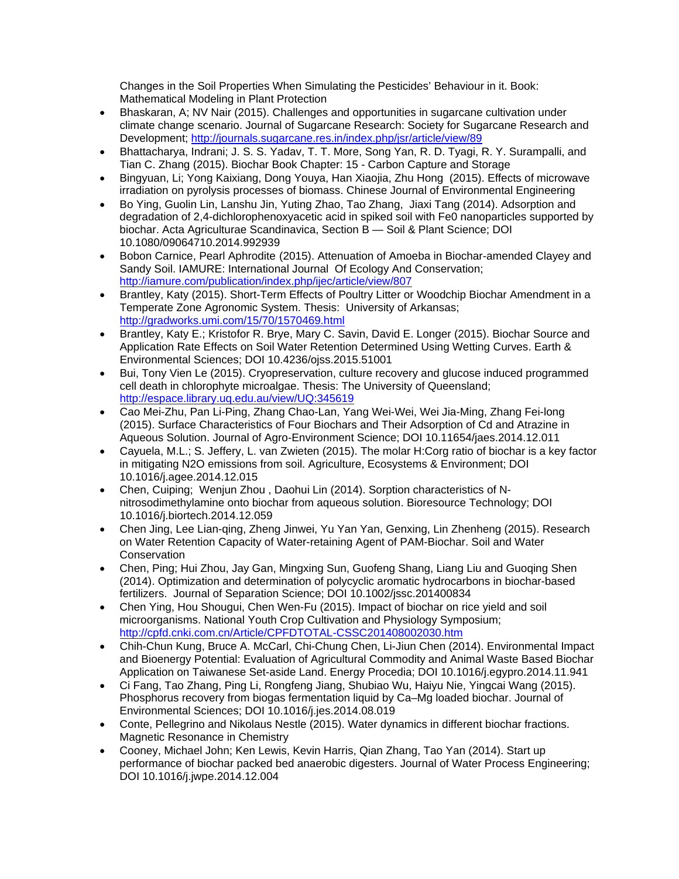Changes in the Soil Properties When Simulating the Pesticides' Behaviour in it. Book: Mathematical Modeling in Plant Protection

- Bhaskaran, A; NV Nair (2015). Challenges and opportunities in sugarcane cultivation under climate change scenario. Journal of Sugarcane Research: Society for Sugarcane Research and Development; http://journals.sugarcane.res.in/index.php/jsr/article/view/89
- Bhattacharya, Indrani; J. S. S. Yadav, T. T. More, Song Yan, R. D. Tyagi, R. Y. Surampalli, and Tian C. Zhang (2015). Biochar Book Chapter: 15 - Carbon Capture and Storage
- Bingyuan, Li; Yong Kaixiang, Dong Youya, Han Xiaojia, Zhu Hong (2015). Effects of microwave irradiation on pyrolysis processes of biomass. Chinese Journal of Environmental Engineering
- Bo Ying, Guolin Lin, Lanshu Jin, Yuting Zhao, Tao Zhang, Jiaxi Tang (2014). Adsorption and degradation of 2,4-dichlorophenoxyacetic acid in spiked soil with Fe0 nanoparticles supported by biochar. Acta Agriculturae Scandinavica, Section B — Soil & Plant Science; DOI 10.1080/09064710.2014.992939
- Bobon Carnice, Pearl Aphrodite (2015). Attenuation of Amoeba in Biochar-amended Clayey and Sandy Soil. IAMURE: International Journal Of Ecology And Conservation; http://iamure.com/publication/index.php/ijec/article/view/807
- Brantley, Katy (2015). Short-Term Effects of Poultry Litter or Woodchip Biochar Amendment in a Temperate Zone Agronomic System. Thesis: University of Arkansas; http://gradworks.umi.com/15/70/1570469.html
- Brantley, Katy E.; Kristofor R. Brye, Mary C. Savin, David E. Longer (2015). Biochar Source and Application Rate Effects on Soil Water Retention Determined Using Wetting Curves. Earth & Environmental Sciences; DOI 10.4236/ojss.2015.51001
- Bui, Tony Vien Le (2015). Cryopreservation, culture recovery and glucose induced programmed cell death in chlorophyte microalgae. Thesis: The University of Queensland; http://espace.library.uq.edu.au/view/UQ:345619
- Cao Mei-Zhu, Pan Li-Ping, Zhang Chao-Lan, Yang Wei-Wei, Wei Jia-Ming, Zhang Fei-long (2015). Surface Characteristics of Four Biochars and Their Adsorption of Cd and Atrazine in Aqueous Solution. Journal of Agro-Environment Science; DOI 10.11654/jaes.2014.12.011
- Cayuela, M.L.; S. Jeffery, L. van Zwieten (2015). The molar H:Corg ratio of biochar is a key factor in mitigating N2O emissions from soil. Agriculture, Ecosystems & Environment; DOI 10.1016/j.agee.2014.12.015
- Chen, Cuiping; Wenjun Zhou , Daohui Lin (2014). Sorption characteristics of N-nitrosodimethylamine onto biochar from aqueous solution. Bioresource Technology; DOI 10.1016/j.biortech.2014.12.059
- Chen Jing, Lee Lian-qing, Zheng Jinwei, Yu Yan Yan, Genxing, Lin Zhenheng (2015). Research on Water Retention Capacity of Water-retaining Agent of PAM-Biochar. Soil and Water Conservation
- Chen, Ping; Hui Zhou, Jay Gan, Mingxing Sun, Guofeng Shang, Liang Liu and Guoqing Shen (2014). Optimization and determination of polycyclic aromatic hydrocarbons in biochar-based fertilizers. Journal of Separation Science; DOI 10.1002/jssc.201400834
- Chen Ying, Hou Shougui, Chen Wen-Fu (2015). Impact of biochar on rice yield and soil microorganisms. National Youth Crop Cultivation and Physiology Symposium; http://cpfd.cnki.com.cn/Article/CPFDTOTAL-CSSC201408002030.htm
- Chih-Chun Kung, Bruce A. McCarl, Chi-Chung Chen, Li-Jiun Chen (2014). Environmental Impact and Bioenergy Potential: Evaluation of Agricultural Commodity and Animal Waste Based Biochar Application on Taiwanese Set-aside Land. Energy Procedia; DOI 10.1016/j.egypro.2014.11.941
- Ci Fang, Tao Zhang, Ping Li, Rongfeng Jiang, Shubiao Wu, Haiyu Nie, Yingcai Wang (2015). Phosphorus recovery from biogas fermentation liquid by Ca–Mg loaded biochar. Journal of Environmental Sciences; DOI 10.1016/j.jes.2014.08.019
- Conte, Pellegrino and Nikolaus Nestle (2015). Water dynamics in different biochar fractions. Magnetic Resonance in Chemistry
- Cooney, Michael John; Ken Lewis, Kevin Harris, Qian Zhang, Tao Yan (2014). Start up performance of biochar packed bed anaerobic digesters. Journal of Water Process Engineering; DOI 10.1016/j.jwpe.2014.12.004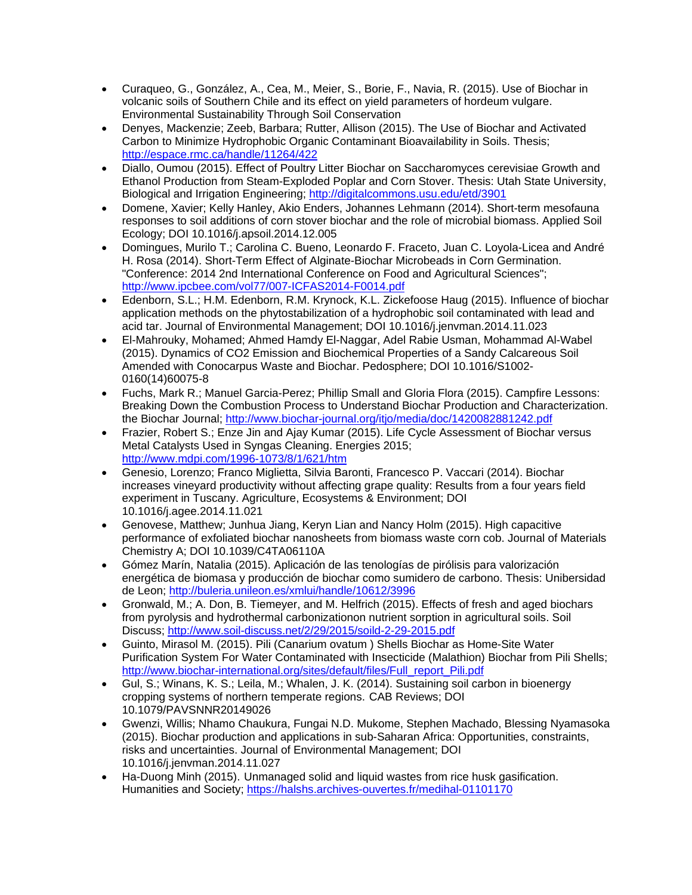- Curaqueo, G., González, A., Cea, M., Meier, S., Borie, F., Navia, R. (2015). Use of Biochar in volcanic soils of Southern Chile and its effect on yield parameters of hordeum vulgare. Environmental Sustainability Through Soil Conservation
- Denyes, Mackenzie; Zeeb, Barbara; Rutter, Allison (2015). The Use of Biochar and Activated Carbon to Minimize Hydrophobic Organic Contaminant Bioavailability in Soils. Thesis; http://espace.rmc.ca/handle/11264/422
- Diallo, Oumou (2015). Effect of Poultry Litter Biochar on Saccharomyces cerevisiae Growth and Ethanol Production from Steam-Exploded Poplar and Corn Stover. Thesis: Utah State University, Biological and Irrigation Engineering; http://digitalcommons.usu.edu/etd/3901
- Domene, Xavier; Kelly Hanley, Akio Enders, Johannes Lehmann (2014). Short-term mesofauna responses to soil additions of corn stover biochar and the role of microbial biomass. Applied Soil Ecology; DOI 10.1016/j.apsoil.2014.12.005
- Domingues, Murilo T.; Carolina C. Bueno, Leonardo F. Fraceto, Juan C. Loyola-Licea and André H. Rosa (2014). Short-Term Effect of Alginate-Biochar Microbeads in Corn Germination. "Conference: 2014 2nd International Conference on Food and Agricultural Sciences"; http://www.ipcbee.com/vol77/007-ICFAS2014-F0014.pdf
- Edenborn, S.L.; H.M. Edenborn, R.M. Krynock, K.L. Zickefoose Haug (2015). Influence of biochar application methods on the phytostabilization of a hydrophobic soil contaminated with lead and acid tar. Journal of Environmental Management; DOI 10.1016/j.jenvman.2014.11.023
- El-Mahrouky, Mohamed; Ahmed Hamdy El-Naggar, Adel Rabie Usman, Mohammad Al-Wabel (2015). Dynamics of CO2 Emission and Biochemical Properties of a Sandy Calcareous Soil Amended with Conocarpus Waste and Biochar. Pedosphere; DOI 10.1016/S1002-0160(14)60075-8
- Fuchs, Mark R.; Manuel Garcia-Perez; Phillip Small and Gloria Flora (2015). Campfire Lessons: Breaking Down the Combustion Process to Understand Biochar Production and Characterization. the Biochar Journal; http://www.biochar-journal.org/itjo/media/doc/1420082881242.pdf
- Frazier, Robert S.; Enze Jin and Ajay Kumar (2015). Life Cycle Assessment of Biochar versus Metal Catalysts Used in Syngas Cleaning. Energies 2015; http://www.mdpi.com/1996-1073/8/1/621/htm
- Genesio, Lorenzo; Franco Miglietta, Silvia Baronti, Francesco P. Vaccari (2014). Biochar increases vineyard productivity without affecting grape quality: Results from a four years field experiment in Tuscany. Agriculture, Ecosystems & Environment; DOI 10.1016/j.agee.2014.11.021
- Genovese, Matthew; Junhua Jiang, Keryn Lian and Nancy Holm (2015). High capacitive performance of exfoliated biochar nanosheets from biomass waste corn cob. Journal of Materials Chemistry A; DOI 10.1039/C4TA06110A
- Gómez Marín, Natalia (2015). Aplicación de las tenologías de pirólisis para valorización energética de biomasa y producción de biochar como sumidero de carbono. Thesis: Unibersidad de Leon; http://buleria.unileon.es/xmlui/handle/10612/3996
- Gronwald, M.; A. Don, B. Tiemeyer, and M. Helfrich (2015). Effects of fresh and aged biochars from pyrolysis and hydrothermal carbonizationon nutrient sorption in agricultural soils. Soil Discuss; http://www.soil-discuss.net/2/29/2015/soild-2-29-2015.pdf
- Guinto, Mirasol M. (2015). Pili (Canarium ovatum ) Shells Biochar as Home-Site Water Purification System For Water Contaminated with Insecticide (Malathion) Biochar from Pili Shells; http://www.biochar-international.org/sites/default/files/Full_report_Pili.pdf
- Gul, S.; Winans, K. S.; Leila, M.; Whalen, J. K. (2014). Sustaining soil carbon in bioenergy cropping systems of northern temperate regions. CAB Reviews; DOI 10.1079/PAVSNNR20149026
- Gwenzi, Willis; Nhamo Chaukura, Fungai N.D. Mukome, Stephen Machado, Blessing Nyamasoka (2015). Biochar production and applications in sub-Saharan Africa: Opportunities, constraints, risks and uncertainties. Journal of Environmental Management; DOI 10.1016/j.jenvman.2014.11.027
- Ha-Duong Minh (2015). Unmanaged solid and liquid wastes from rice husk gasification. Humanities and Society; https://halshs.archives-ouvertes.fr/medihal-01101170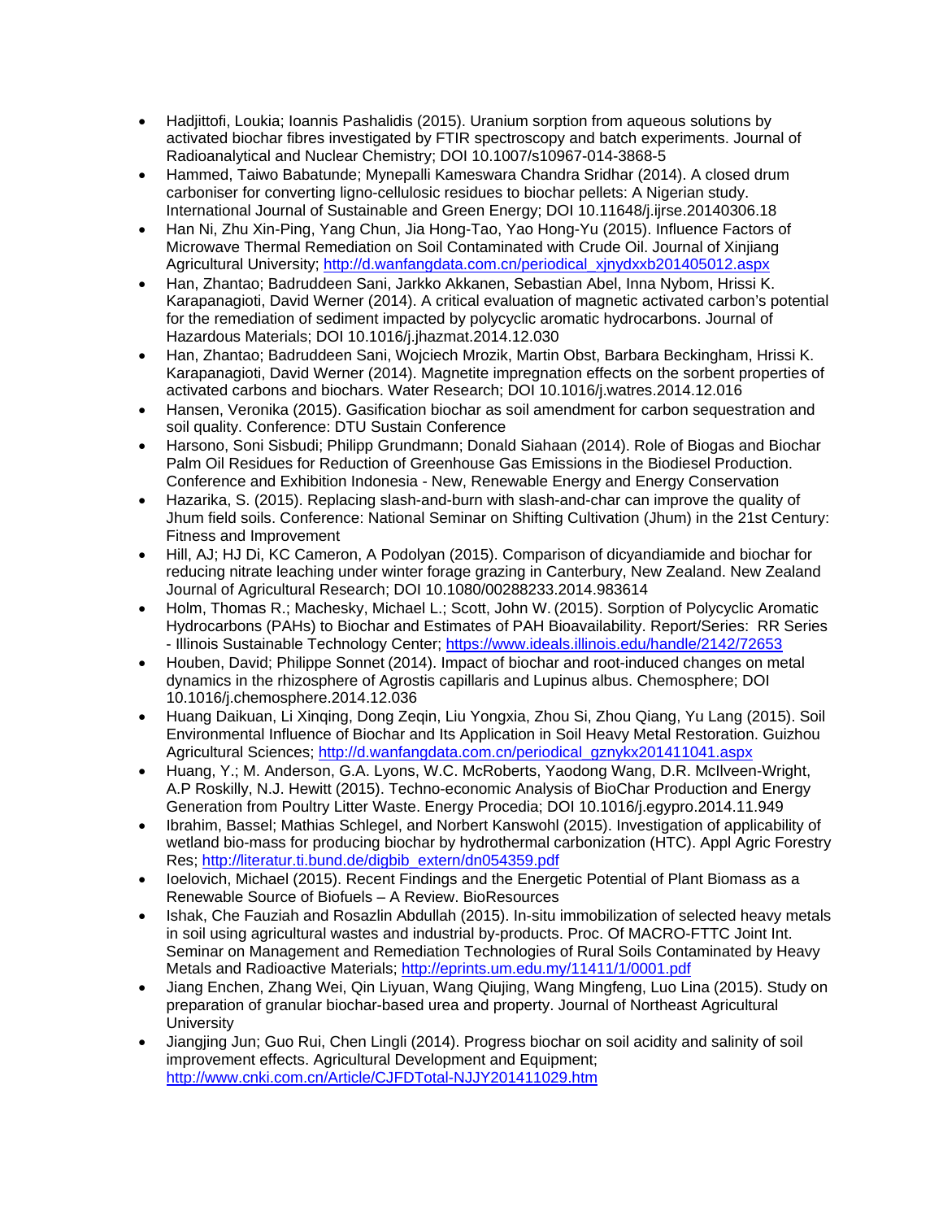- Hadjittofi, Loukia; Ioannis Pashalidis (2015). Uranium sorption from aqueous solutions by activated biochar fibres investigated by FTIR spectroscopy and batch experiments. Journal of Radioanalytical and Nuclear Chemistry; DOI 10.1007/s10967-014-3868-5
- Hammed, Taiwo Babatunde; Mynepalli Kameswara Chandra Sridhar (2014). A closed drum carboniser for converting ligno-cellulosic residues to biochar pellets: A Nigerian study. International Journal of Sustainable and Green Energy; DOI 10.11648/j.ijrse.20140306.18
- Han Ni, Zhu Xin-Ping, Yang Chun, Jia Hong-Tao, Yao Hong-Yu (2015). Influence Factors of Microwave Thermal Remediation on Soil Contaminated with Crude Oil. Journal of Xinjiang Agricultural University; http://d.wanfangdata.com.cn/periodical_xjnydxxb201405012.aspx
- Han, Zhantao; Badruddeen Sani, Jarkko Akkanen, Sebastian Abel, Inna Nybom, Hrissi K. Karapanagioti, David Werner (2014). A critical evaluation of magnetic activated carbon's potential for the remediation of sediment impacted by polycyclic aromatic hydrocarbons. Journal of Hazardous Materials; DOI 10.1016/j.jhazmat.2014.12.030
- Han, Zhantao; Badruddeen Sani, Wojciech Mrozik, Martin Obst, Barbara Beckingham, Hrissi K. Karapanagioti, David Werner (2014). Magnetite impregnation effects on the sorbent properties of activated carbons and biochars. Water Research; DOI 10.1016/j.watres.2014.12.016
- Hansen, Veronika (2015). Gasification biochar as soil amendment for carbon sequestration and soil quality. Conference: DTU Sustain Conference
- Harsono, Soni Sisbudi; Philipp Grundmann; Donald Siahaan (2014). Role of Biogas and Biochar Palm Oil Residues for Reduction of Greenhouse Gas Emissions in the Biodiesel Production. Conference and Exhibition Indonesia - New, Renewable Energy and Energy Conservation
- Hazarika, S. (2015). Replacing slash-and-burn with slash-and-char can improve the quality of Jhum field soils. Conference: National Seminar on Shifting Cultivation (Jhum) in the 21st Century: Fitness and Improvement
- Hill, AJ; HJ Di, KC Cameron, A Podolyan (2015). Comparison of dicyandiamide and biochar for reducing nitrate leaching under winter forage grazing in Canterbury, New Zealand. New Zealand Journal of Agricultural Research; DOI 10.1080/00288233.2014.983614
- Holm, Thomas R.; Machesky, Michael L.; Scott, John W. (2015). Sorption of Polycyclic Aromatic Hydrocarbons (PAHs) to Biochar and Estimates of PAH Bioavailability. Report/Series: RR Series - Illinois Sustainable Technology Center; https://www.ideals.illinois.edu/handle/2142/72653
- Houben, David; Philippe Sonnet (2014). Impact of biochar and root-induced changes on metal dynamics in the rhizosphere of Agrostis capillaris and Lupinus albus. Chemosphere; DOI 10.1016/j.chemosphere.2014.12.036
- Huang Daikuan, Li Xinqing, Dong Zeqin, Liu Yongxia, Zhou Si, Zhou Qiang, Yu Lang (2015). Soil Environmental Influence of Biochar and Its Application in Soil Heavy Metal Restoration. Guizhou Agricultural Sciences; http://d.wanfangdata.com.cn/periodical_gznykx201411041.aspx
- Huang, Y.; M. Anderson, G.A. Lyons, W.C. McRoberts, Yaodong Wang, D.R. McIlveen-Wright, A.P Roskilly, N.J. Hewitt (2015). Techno-economic Analysis of BioChar Production and Energy Generation from Poultry Litter Waste. Energy Procedia; DOI 10.1016/j.egypro.2014.11.949
- Ibrahim, Bassel; Mathias Schlegel, and Norbert Kanswohl (2015). Investigation of applicability of wetland bio-mass for producing biochar by hydrothermal carbonization (HTC). Appl Agric Forestry Res; http://literatur.ti.bund.de/digbib_extern/dn054359.pdf
- Ioelovich, Michael (2015). Recent Findings and the Energetic Potential of Plant Biomass as a Renewable Source of Biofuels – A Review. BioResources
- Ishak, Che Fauziah and Rosazlin Abdullah (2015). In-situ immobilization of selected heavy metals in soil using agricultural wastes and industrial by-products. Proc. Of MACRO-FTTC Joint Int. Seminar on Management and Remediation Technologies of Rural Soils Contaminated by Heavy Metals and Radioactive Materials; http://eprints.um.edu.my/11411/1/0001.pdf
- Jiang Enchen, Zhang Wei, Qin Liyuan, Wang Qiujing, Wang Mingfeng, Luo Lina (2015). Study on preparation of granular biochar-based urea and property. Journal of Northeast Agricultural University
- Jiangjing Jun; Guo Rui, Chen Lingli (2014). Progress biochar on soil acidity and salinity of soil improvement effects. Agricultural Development and Equipment; http://www.cnki.com.cn/Article/CJFDTotal-NJJY201411029.htm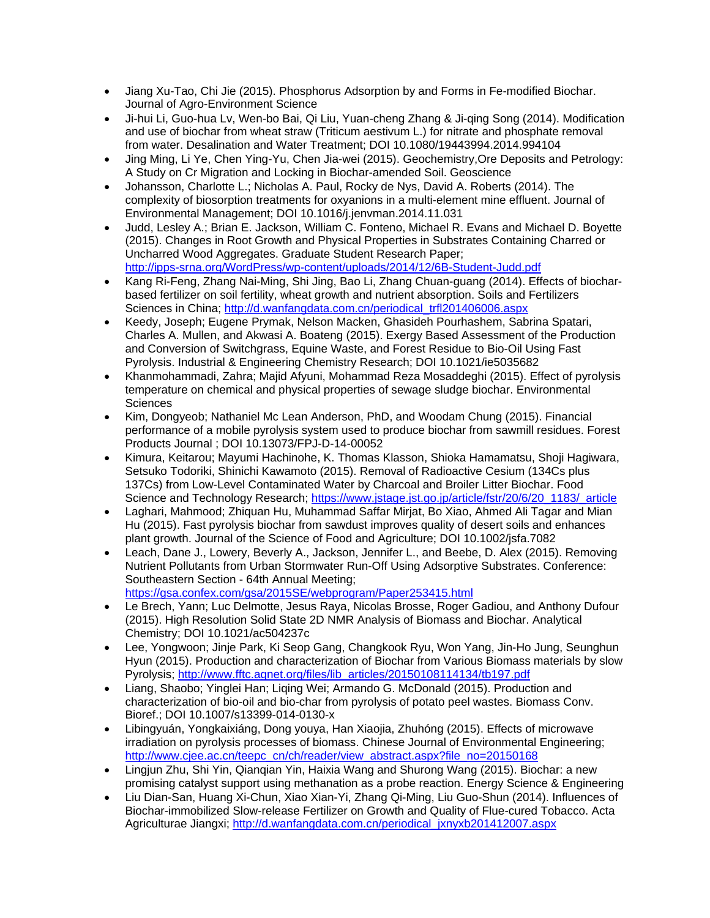- Jiang Xu-Tao, Chi Jie (2015). Phosphorus Adsorption by and Forms in Fe-modified Biochar. Journal of Agro-Environment Science
- Ji-hui Li, Guo-hua Lv, Wen-bo Bai, Qi Liu, Yuan-cheng Zhang & Ji-qing Song (2014). Modification and use of biochar from wheat straw (Triticum aestivum L.) for nitrate and phosphate removal from water. Desalination and Water Treatment; DOI 10.1080/19443994.2014.994104
- Jing Ming, Li Ye, Chen Ying-Yu, Chen Jia-wei (2015). Geochemistry,Ore Deposits and Petrology: A Study on Cr Migration and Locking in Biochar-amended Soil. Geoscience
- Johansson, Charlotte L.; Nicholas A. Paul, Rocky de Nys, David A. Roberts (2014). The complexity of biosorption treatments for oxyanions in a multi-element mine effluent. Journal of Environmental Management; DOI 10.1016/j.jenvman.2014.11.031
- Judd, Lesley A.; Brian E. Jackson, William C. Fonteno, Michael R. Evans and Michael D. Boyette (2015). Changes in Root Growth and Physical Properties in Substrates Containing Charred or Uncharred Wood Aggregates. Graduate Student Research Paper; http://ipps-srna.org/WordPress/wp-content/uploads/2014/12/6B-Student-Judd.pdf
- Kang Ri-Feng, Zhang Nai-Ming, Shi Jing, Bao Li, Zhang Chuan-guang (2014). Effects of biochar-based fertilizer on soil fertility, wheat growth and nutrient absorption. Soils and Fertilizers Sciences in China; http://d.wanfangdata.com.cn/periodical_trfl201406006.aspx
- Keedy, Joseph; Eugene Prymak, Nelson Macken, Ghasideh Pourhashem, Sabrina Spatari, Charles A. Mullen, and Akwasi A. Boateng (2015). Exergy Based Assessment of the Production and Conversion of Switchgrass, Equine Waste, and Forest Residue to Bio-Oil Using Fast Pyrolysis. Industrial & Engineering Chemistry Research; DOI 10.1021/ie5035682
- Khanmohammadi, Zahra; Majid Afyuni, Mohammad Reza Mosaddeghi (2015). Effect of pyrolysis temperature on chemical and physical properties of sewage sludge biochar. Environmental Sciences
- Kim, Dongyeob; Nathaniel Mc Lean Anderson, PhD, and Woodam Chung (2015). Financial performance of a mobile pyrolysis system used to produce biochar from sawmill residues. Forest Products Journal ; DOI 10.13073/FPJ-D-14-00052
- Kimura, Keitarou; Mayumi Hachinohe, K. Thomas Klasson, Shioka Hamamatsu, Shoji Hagiwara, Setsuko Todoriki, Shinichi Kawamoto (2015). Removal of Radioactive Cesium (134Cs plus 137Cs) from Low-Level Contaminated Water by Charcoal and Broiler Litter Biochar. Food Science and Technology Research; https://www.jstage.jst.go.jp/article/fstr/20/6/20_1183/_article
- Laghari, Mahmood; Zhiquan Hu, Muhammad Saffar Mirjat, Bo Xiao, Ahmed Ali Tagar and Mian Hu (2015). Fast pyrolysis biochar from sawdust improves quality of desert soils and enhances plant growth. Journal of the Science of Food and Agriculture; DOI 10.1002/jsfa.7082
- Leach, Dane J., Lowery, Beverly A., Jackson, Jennifer L., and Beebe, D. Alex (2015). Removing Nutrient Pollutants from Urban Stormwater Run-Off Using Adsorptive Substrates. Conference: Southeastern Section - 64th Annual Meeting; https://gsa.confex.com/gsa/2015SE/webprogram/Paper253415.html
- Le Brech, Yann; Luc Delmotte, Jesus Raya, Nicolas Brosse, Roger Gadiou, and Anthony Dufour (2015). High Resolution Solid State 2D NMR Analysis of Biomass and Biochar. Analytical Chemistry; DOI 10.1021/ac504237c
- Lee, Yongwoon; Jinje Park, Ki Seop Gang, Changkook Ryu, Won Yang, Jin-Ho Jung, Seunghun Hyun (2015). Production and characterization of Biochar from Various Biomass materials by slow Pyrolysis; http://www.fftc.agnet.org/files/lib_articles/20150108114134/tb197.pdf
- Liang, Shaobo; Yinglei Han; Liqing Wei; Armando G. McDonald (2015). Production and characterization of bio-oil and bio-char from pyrolysis of potato peel wastes. Biomass Conv. Bioref.; DOI 10.1007/s13399-014-0130-x
- Libingyuán, Yongkaixiáng, Dong youya, Han Xiaojia, Zhuhóng (2015). Effects of microwave irradiation on pyrolysis processes of biomass. Chinese Journal of Environmental Engineering; http://www.cjee.ac.cn/teepc_cn/ch/reader/view_abstract.aspx?file_no=20150168
- Lingjun Zhu, Shi Yin, Qianqian Yin, Haixia Wang and Shurong Wang (2015). Biochar: a new promising catalyst support using methanation as a probe reaction. Energy Science & Engineering
- Liu Dian-San, Huang Xi-Chun, Xiao Xian-Yi, Zhang Qi-Ming, Liu Guo-Shun (2014). Influences of Biochar-immobilized Slow-release Fertilizer on Growth and Quality of Flue-cured Tobacco. Acta Agriculturae Jiangxi; http://d.wanfangdata.com.cn/periodical_jxnyxb201412007.aspx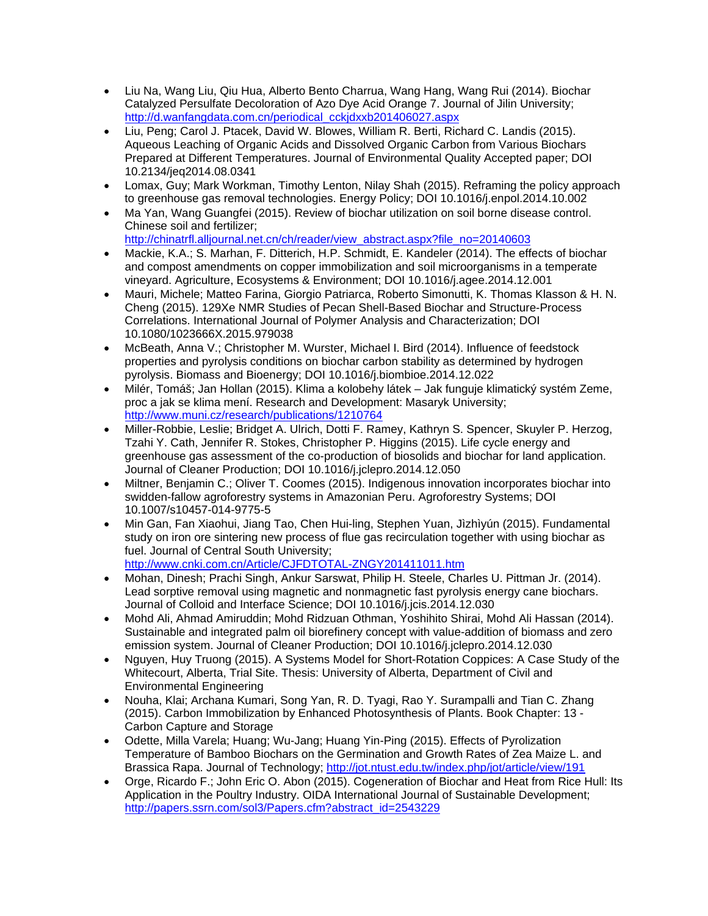- Liu Na, Wang Liu, Qiu Hua, Alberto Bento Charrua, Wang Hang, Wang Rui (2014). Biochar Catalyzed Persulfate Decoloration of Azo Dye Acid Orange 7. Journal of Jilin University; http://d.wanfangdata.com.cn/periodical_cckjdxxb201406027.aspx
- Liu, Peng; Carol J. Ptacek, David W. Blowes, William R. Berti, Richard C. Landis (2015). Aqueous Leaching of Organic Acids and Dissolved Organic Carbon from Various Biochars Prepared at Different Temperatures. Journal of Environmental Quality Accepted paper; DOI 10.2134/jeq2014.08.0341
- Lomax, Guy; Mark Workman, Timothy Lenton, Nilay Shah (2015). Reframing the policy approach to greenhouse gas removal technologies. Energy Policy; DOI 10.1016/j.enpol.2014.10.002
- Ma Yan, Wang Guangfei (2015). Review of biochar utilization on soil borne disease control. Chinese soil and fertilizer; http://chinatrfl.alljournal.net.cn/ch/reader/view_abstract.aspx?file_no=20140603
- Mackie, K.A.; S. Marhan, F. Ditterich, H.P. Schmidt, E. Kandeler (2014). The effects of biochar and compost amendments on copper immobilization and soil microorganisms in a temperate vineyard. Agriculture, Ecosystems & Environment; DOI 10.1016/j.agee.2014.12.001
- Mauri, Michele; Matteo Farina, Giorgio Patriarca, Roberto Simonutti, K. Thomas Klasson & H. N. Cheng (2015). 129Xe NMR Studies of Pecan Shell-Based Biochar and Structure-Process Correlations. International Journal of Polymer Analysis and Characterization; DOI 10.1080/1023666X.2015.979038
- McBeath, Anna V.; Christopher M. Wurster, Michael I. Bird (2014). Influence of feedstock properties and pyrolysis conditions on biochar carbon stability as determined by hydrogen pyrolysis. Biomass and Bioenergy; DOI 10.1016/j.biombioe.2014.12.022
- Milér, Tomáš; Jan Hollan (2015). Klima a kolobehy látek – Jak funguje klimatický systém Zeme, proc a jak se klima mení. Research and Development: Masaryk University; http://www.muni.cz/research/publications/1210764
- Miller-Robbie, Leslie; Bridget A. Ulrich, Dotti F. Ramey, Kathryn S. Spencer, Skuyler P. Herzog, Tzahi Y. Cath, Jennifer R. Stokes, Christopher P. Higgins (2015). Life cycle energy and greenhouse gas assessment of the co-production of biosolids and biochar for land application. Journal of Cleaner Production; DOI 10.1016/j.jclepro.2014.12.050
- Miltner, Benjamin C.; Oliver T. Coomes (2015). Indigenous innovation incorporates biochar into swidden-fallow agroforestry systems in Amazonian Peru. Agroforestry Systems; DOI 10.1007/s10457-014-9775-5
- Min Gan, Fan Xiaohui, Jiang Tao, Chen Hui-ling, Stephen Yuan, Jìzhìyún (2015). Fundamental study on iron ore sintering new process of flue gas recirculation together with using biochar as fuel. Journal of Central South University; http://www.cnki.com.cn/Article/CJFDTOTAL-ZNGY201411011.htm
- Mohan, Dinesh; Prachi Singh, Ankur Sarswat, Philip H. Steele, Charles U. Pittman Jr. (2014). Lead sorptive removal using magnetic and nonmagnetic fast pyrolysis energy cane biochars. Journal of Colloid and Interface Science; DOI 10.1016/j.jcis.2014.12.030
- Mohd Ali, Ahmad Amiruddin; Mohd Ridzuan Othman, Yoshihito Shirai, Mohd Ali Hassan (2014). Sustainable and integrated palm oil biorefinery concept with value-addition of biomass and zero emission system. Journal of Cleaner Production; DOI 10.1016/j.jclepro.2014.12.030
- Nguyen, Huy Truong (2015). A Systems Model for Short-Rotation Coppices: A Case Study of the Whitecourt, Alberta, Trial Site. Thesis: University of Alberta, Department of Civil and Environmental Engineering
- Nouha, Klai; Archana Kumari, Song Yan, R. D. Tyagi, Rao Y. Surampalli and Tian C. Zhang (2015). Carbon Immobilization by Enhanced Photosynthesis of Plants. Book Chapter: 13 - Carbon Capture and Storage
- Odette, Milla Varela; Huang; Wu-Jang; Huang Yin-Ping (2015). Effects of Pyrolization Temperature of Bamboo Biochars on the Germination and Growth Rates of Zea Maize L. and Brassica Rapa. Journal of Technology; http://jot.ntust.edu.tw/index.php/jot/article/view/191
- Orge, Ricardo F.; John Eric O. Abon (2015). Cogeneration of Biochar and Heat from Rice Hull: Its Application in the Poultry Industry. OIDA International Journal of Sustainable Development; http://papers.ssrn.com/sol3/Papers.cfm?abstract_id=2543229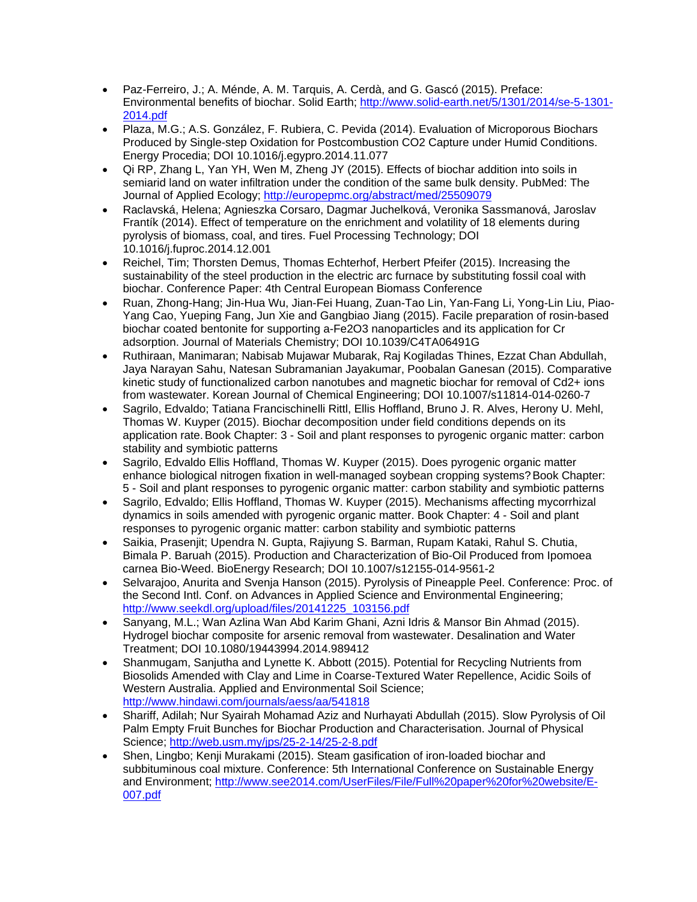- Paz-Ferreiro, J.; A. Ménde, A. M. Tarquis, A. Cerdà, and G. Gascó (2015). Preface: Environmental benefits of biochar. Solid Earth; http://www.solid-earth.net/5/1301/2014/se-5-1301-2014.pdf
- Plaza, M.G.; A.S. González, F. Rubiera, C. Pevida (2014). Evaluation of Microporous Biochars Produced by Single-step Oxidation for Postcombustion CO2 Capture under Humid Conditions. Energy Procedia; DOI 10.1016/j.egypro.2014.11.077
- Qi RP, Zhang L, Yan YH, Wen M, Zheng JY (2015). Effects of biochar addition into soils in semiarid land on water infiltration under the condition of the same bulk density. PubMed: The Journal of Applied Ecology; http://europepmc.org/abstract/med/25509079
- Raclavská, Helena; Agnieszka Corsaro, Dagmar Juchelková, Veronika Sassmanová, Jaroslav Frantík (2014). Effect of temperature on the enrichment and volatility of 18 elements during pyrolysis of biomass, coal, and tires. Fuel Processing Technology; DOI 10.1016/j.fuproc.2014.12.001
- Reichel, Tim; Thorsten Demus, Thomas Echterhof, Herbert Pfeifer (2015). Increasing the sustainability of the steel production in the electric arc furnace by substituting fossil coal with biochar. Conference Paper: 4th Central European Biomass Conference
- Ruan, Zhong-Hang; Jin-Hua Wu, Jian-Fei Huang, Zuan-Tao Lin, Yan-Fang Li, Yong-Lin Liu, Piao-Yang Cao, Yueping Fang, Jun Xie and Gangbiao Jiang (2015). Facile preparation of rosin-based biochar coated bentonite for supporting a-Fe2O3 nanoparticles and its application for Cr adsorption. Journal of Materials Chemistry; DOI 10.1039/C4TA06491G
- Ruthiraan, Manimaran; Nabisab Mujawar Mubarak, Raj Kogiladas Thines, Ezzat Chan Abdullah, Jaya Narayan Sahu, Natesan Subramanian Jayakumar, Poobalan Ganesan (2015). Comparative kinetic study of functionalized carbon nanotubes and magnetic biochar for removal of Cd2+ ions from wastewater. Korean Journal of Chemical Engineering; DOI 10.1007/s11814-014-0260-7
- Sagrilo, Edvaldo; Tatiana Francischinelli Rittl, Ellis Hoffland, Bruno J. R. Alves, Herony U. Mehl, Thomas W. Kuyper (2015). Biochar decomposition under field conditions depends on its application rate. Book Chapter: 3 - Soil and plant responses to pyrogenic organic matter: carbon stability and symbiotic patterns
- Sagrilo, Edvaldo Ellis Hoffland, Thomas W. Kuyper (2015). Does pyrogenic organic matter enhance biological nitrogen fixation in well-managed soybean cropping systems? Book Chapter: 5 - Soil and plant responses to pyrogenic organic matter: carbon stability and symbiotic patterns
- Sagrilo, Edvaldo; Ellis Hoffland, Thomas W. Kuyper (2015). Mechanisms affecting mycorrhizal dynamics in soils amended with pyrogenic organic matter. Book Chapter: 4 - Soil and plant responses to pyrogenic organic matter: carbon stability and symbiotic patterns
- Saikia, Prasenjit; Upendra N. Gupta, Rajiyung S. Barman, Rupam Kataki, Rahul S. Chutia, Bimala P. Baruah (2015). Production and Characterization of Bio-Oil Produced from Ipomoea carnea Bio-Weed. BioEnergy Research; DOI 10.1007/s12155-014-9561-2
- Selvarajoo, Anurita and Svenja Hanson (2015). Pyrolysis of Pineapple Peel. Conference: Proc. of the Second Intl. Conf. on Advances in Applied Science and Environmental Engineering; http://www.seekdl.org/upload/files/20141225_103156.pdf
- Sanyang, M.L.; Wan Azlina Wan Abd Karim Ghani, Azni Idris & Mansor Bin Ahmad (2015). Hydrogel biochar composite for arsenic removal from wastewater. Desalination and Water Treatment; DOI 10.1080/19443994.2014.989412
- Shanmugam, Sanjutha and Lynette K. Abbott (2015). Potential for Recycling Nutrients from Biosolids Amended with Clay and Lime in Coarse-Textured Water Repellence, Acidic Soils of Western Australia. Applied and Environmental Soil Science; http://www.hindawi.com/journals/aess/aa/541818
- Shariff, Adilah; Nur Syairah Mohamad Aziz and Nurhayati Abdullah (2015). Slow Pyrolysis of Oil Palm Empty Fruit Bunches for Biochar Production and Characterisation. Journal of Physical Science; http://web.usm.my/jps/25-2-14/25-2-8.pdf
- Shen, Lingbo; Kenji Murakami (2015). Steam gasification of iron-loaded biochar and subbituminous coal mixture. Conference: 5th International Conference on Sustainable Energy and Environment; http://www.see2014.com/UserFiles/File/Full%20paper%20for%20website/E-007.pdf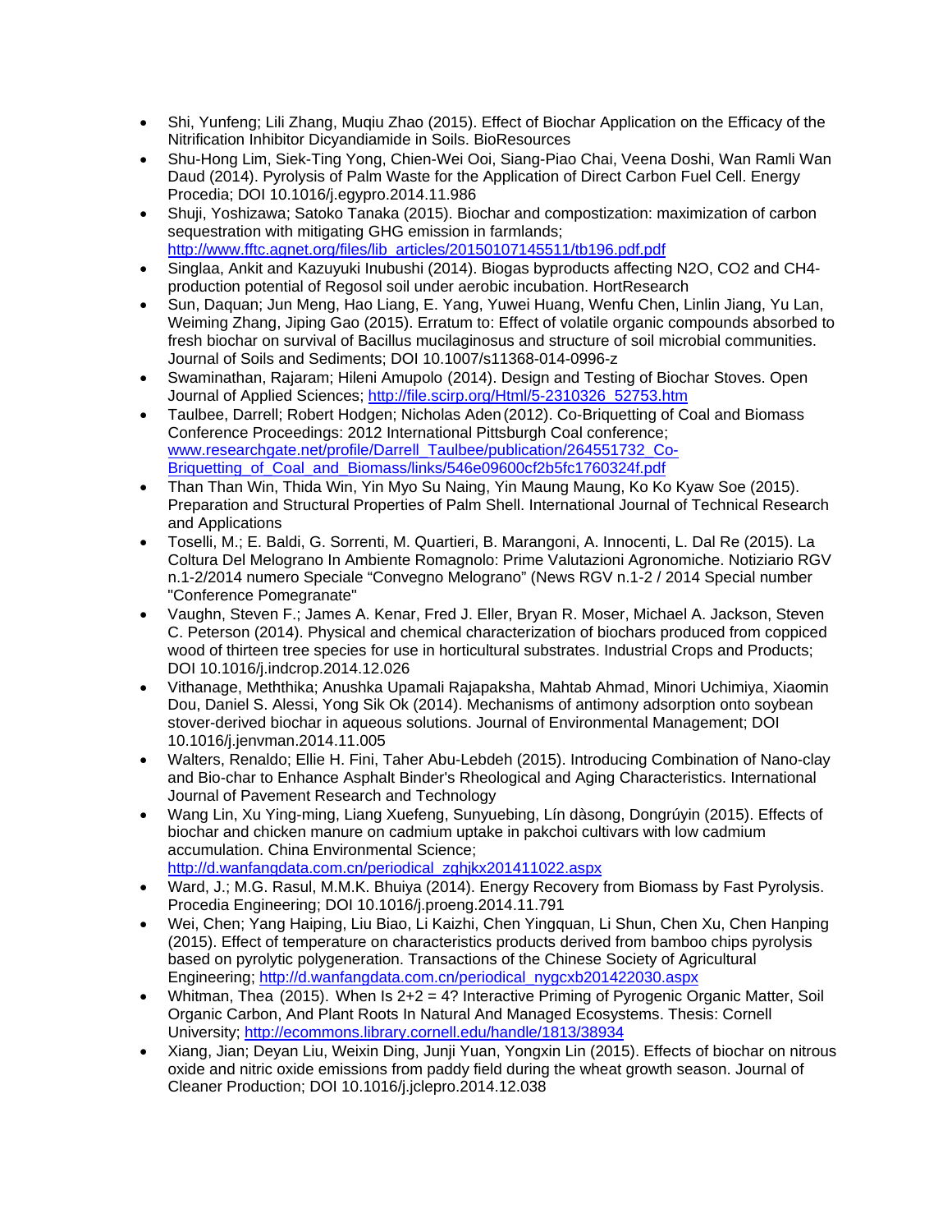- Shi, Yunfeng; Lili Zhang, Muqiu Zhao (2015). Effect of Biochar Application on the Efficacy of the Nitrification Inhibitor Dicyandiamide in Soils. BioResources
- Shu-Hong Lim, Siek-Ting Yong, Chien-Wei Ooi, Siang-Piao Chai, Veena Doshi, Wan Ramli Wan Daud (2014). Pyrolysis of Palm Waste for the Application of Direct Carbon Fuel Cell. Energy Procedia; DOI 10.1016/j.egypro.2014.11.986
- Shuji, Yoshizawa; Satoko Tanaka (2015). Biochar and compostization: maximization of carbon sequestration with mitigating GHG emission in farmlands; http://www.fftc.agnet.org/files/lib_articles/20150107145511/tb196.pdf.pdf
- Singlaa, Ankit and Kazuyuki Inubushi (2014). Biogas byproducts affecting N2O, CO2 and CH4-production potential of Regosol soil under aerobic incubation. HortResearch
- Sun, Daquan; Jun Meng, Hao Liang, E. Yang, Yuwei Huang, Wenfu Chen, Linlin Jiang, Yu Lan, Weiming Zhang, Jiping Gao (2015). Erratum to: Effect of volatile organic compounds absorbed to fresh biochar on survival of Bacillus mucilaginosus and structure of soil microbial communities. Journal of Soils and Sediments; DOI 10.1007/s11368-014-0996-z
- Swaminathan, Rajaram; Hileni Amupolo (2014). Design and Testing of Biochar Stoves. Open Journal of Applied Sciences; http://file.scirp.org/Html/5-2310326_52753.htm
- Taulbee, Darrell; Robert Hodgen; Nicholas Aden (2012). Co-Briquetting of Coal and Biomass Conference Proceedings: 2012 International Pittsburgh Coal conference; www.researchgate.net/profile/Darrell_Taulbee/publication/264551732_Co-Briquetting_of_Coal_and_Biomass/links/546e09600cf2b5fc1760324f.pdf
- Than Than Win, Thida Win, Yin Myo Su Naing, Yin Maung Maung, Ko Ko Kyaw Soe (2015). Preparation and Structural Properties of Palm Shell. International Journal of Technical Research and Applications
- Toselli, M.; E. Baldi, G. Sorrenti, M. Quartieri, B. Marangoni, A. Innocenti, L. Dal Re (2015). La Coltura Del Melograno In Ambiente Romagnolo: Prime Valutazioni Agronomiche. Notiziario RGV n.1-2/2014 numero Speciale “Convegno Melograno” (News RGV n.1-2 / 2014 Special number "Conference Pomegranate"
- Vaughn, Steven F.; James A. Kenar, Fred J. Eller, Bryan R. Moser, Michael A. Jackson, Steven C. Peterson (2014). Physical and chemical characterization of biochars produced from coppiced wood of thirteen tree species for use in horticultural substrates. Industrial Crops and Products; DOI 10.1016/j.indcrop.2014.12.026
- Vithanage, Meththika; Anushka Upamali Rajapaksha, Mahtab Ahmad, Minori Uchimiya, Xiaomin Dou, Daniel S. Alessi, Yong Sik Ok (2014). Mechanisms of antimony adsorption onto soybean stover-derived biochar in aqueous solutions. Journal of Environmental Management; DOI 10.1016/j.jenvman.2014.11.005
- Walters, Renaldo; Ellie H. Fini, Taher Abu-Lebdeh (2015). Introducing Combination of Nano-clay and Bio-char to Enhance Asphalt Binder's Rheological and Aging Characteristics. International Journal of Pavement Research and Technology
- Wang Lin, Xu Ying-ming, Liang Xuefeng, Sunyuebing, Lín dàsong, Dongrúyin (2015). Effects of biochar and chicken manure on cadmium uptake in pakchoi cultivars with low cadmium accumulation. China Environmental Science; http://d.wanfangdata.com.cn/periodical_zghjkx201411022.aspx
- Ward, J.; M.G. Rasul, M.M.K. Bhuiya (2014). Energy Recovery from Biomass by Fast Pyrolysis. Procedia Engineering; DOI 10.1016/j.proeng.2014.11.791
- Wei, Chen; Yang Haiping, Liu Biao, Li Kaizhi, Chen Yingquan, Li Shun, Chen Xu, Chen Hanping (2015). Effect of temperature on characteristics products derived from bamboo chips pyrolysis based on pyrolytic polygeneration. Transactions of the Chinese Society of Agricultural Engineering; http://d.wanfangdata.com.cn/periodical_nygcxb201422030.aspx
- Whitman, Thea (2015). When Is 2+2 = 4? Interactive Priming of Pyrogenic Organic Matter, Soil Organic Carbon, And Plant Roots In Natural And Managed Ecosystems. Thesis: Cornell University; http://ecommons.library.cornell.edu/handle/1813/38934
- Xiang, Jian; Deyan Liu, Weixin Ding, Junji Yuan, Yongxin Lin (2015). Effects of biochar on nitrous oxide and nitric oxide emissions from paddy field during the wheat growth season. Journal of Cleaner Production; DOI 10.1016/j.jclepro.2014.12.038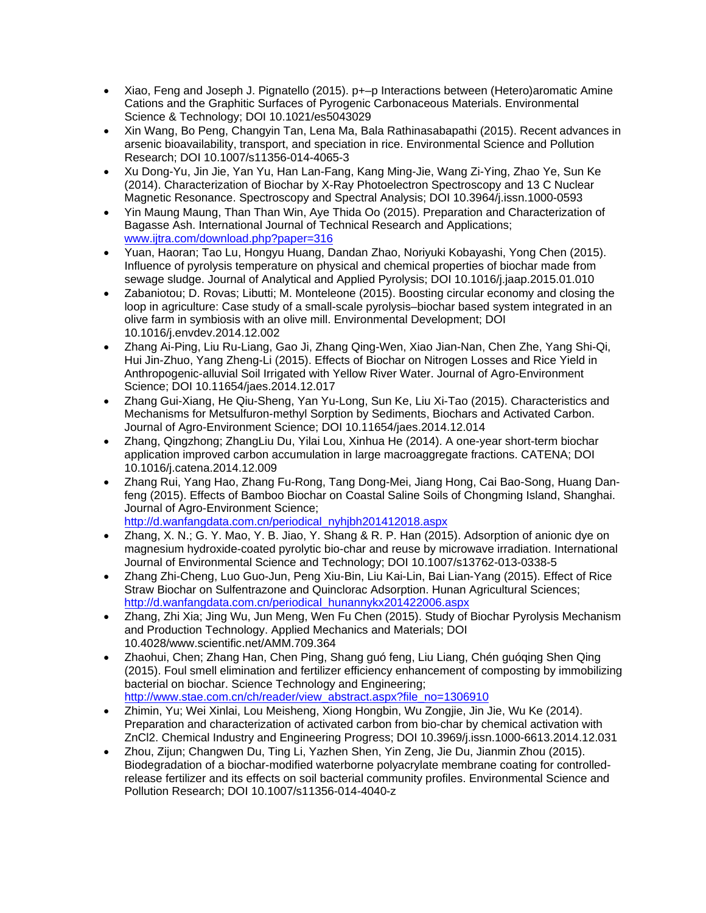- Xiao, Feng and Joseph J. Pignatello (2015). p+–p Interactions between (Hetero)aromatic Amine Cations and the Graphitic Surfaces of Pyrogenic Carbonaceous Materials. Environmental Science & Technology; DOI 10.1021/es5043029
- Xin Wang, Bo Peng, Changyin Tan, Lena Ma, Bala Rathinasabapathi (2015). Recent advances in arsenic bioavailability, transport, and speciation in rice. Environmental Science and Pollution Research; DOI 10.1007/s11356-014-4065-3
- Xu Dong-Yu, Jin Jie, Yan Yu, Han Lan-Fang, Kang Ming-Jie, Wang Zi-Ying, Zhao Ye, Sun Ke (2014). Characterization of Biochar by X-Ray Photoelectron Spectroscopy and 13 C Nuclear Magnetic Resonance. Spectroscopy and Spectral Analysis; DOI 10.3964/j.issn.1000-0593
- Yin Maung Maung, Than Than Win, Aye Thida Oo (2015). Preparation and Characterization of Bagasse Ash. International Journal of Technical Research and Applications; [www.ijtra.com/download.php?paper=316](www.ijtra.com/download.php?paper=316)
- Yuan, Haoran; Tao Lu, Hongyu Huang, Dandan Zhao, Noriyuki Kobayashi, Yong Chen (2015). Influence of pyrolysis temperature on physical and chemical properties of biochar made from sewage sludge. Journal of Analytical and Applied Pyrolysis; DOI 10.1016/j.jaap.2015.01.010
- Zabaniotou; D. Rovas; Libutti; M. Monteleone (2015). Boosting circular economy and closing the loop in agriculture: Case study of a small-scale pyrolysis–biochar based system integrated in an olive farm in symbiosis with an olive mill. Environmental Development; DOI 10.1016/j.envdev.2014.12.002
- Zhang Ai-Ping, Liu Ru-Liang, Gao Ji, Zhang Qing-Wen, Xiao Jian-Nan, Chen Zhe, Yang Shi-Qi, Hui Jin-Zhuo, Yang Zheng-Li (2015). Effects of Biochar on Nitrogen Losses and Rice Yield in Anthropogenic-alluvial Soil Irrigated with Yellow River Water. Journal of Agro-Environment Science; DOI 10.11654/jaes.2014.12.017
- Zhang Gui-Xiang, He Qiu-Sheng, Yan Yu-Long, Sun Ke, Liu Xi-Tao (2015). Characteristics and Mechanisms for Metsulfuron-methyl Sorption by Sediments, Biochars and Activated Carbon. Journal of Agro-Environment Science; DOI 10.11654/jaes.2014.12.014
- Zhang, Qingzhong; ZhangLiu Du, Yilai Lou, Xinhua He (2014). A one-year short-term biochar application improved carbon accumulation in large macroaggregate fractions. CATENA; DOI 10.1016/j.catena.2014.12.009
- Zhang Rui, Yang Hao, Zhang Fu-Rong, Tang Dong-Mei, Jiang Hong, Cai Bao-Song, Huang Dan-feng (2015). Effects of Bamboo Biochar on Coastal Saline Soils of Chongming Island, Shanghai. Journal of Agro-Environment Science; [http://d.wanfangdata.com.cn/periodical_nyhjbh201412018.aspx](http://d.wanfangdata.com.cn/periodical_nyhjbh201412018.aspx)
- Zhang, X. N.; G. Y. Mao, Y. B. Jiao, Y. Shang & R. P. Han (2015). Adsorption of anionic dye on magnesium hydroxide-coated pyrolytic bio-char and reuse by microwave irradiation. International Journal of Environmental Science and Technology; DOI 10.1007/s13762-013-0338-5
- Zhang Zhi-Cheng, Luo Guo-Jun, Peng Xiu-Bin, Liu Kai-Lin, Bai Lian-Yang (2015). Effect of Rice Straw Biochar on Sulfentrazone and Quinclorac Adsorption. Hunan Agricultural Sciences; [http://d.wanfangdata.com.cn/periodical_hunannykx201422006.aspx](http://d.wanfangdata.com.cn/periodical_hunannykx201422006.aspx)
- Zhang, Zhi Xia; Jing Wu, Jun Meng, Wen Fu Chen (2015). Study of Biochar Pyrolysis Mechanism and Production Technology. Applied Mechanics and Materials; DOI 10.4028/www.scientific.net/AMM.709.364
- Zhaohui, Chen; Zhang Han, Chen Ping, Shang guó feng, Liu Liang, Chén guóqing Shen Qing (2015). Foul smell elimination and fertilizer efficiency enhancement of composting by immobilizing bacterial on biochar. Science Technology and Engineering; [http://www.stae.com.cn/ch/reader/view_abstract.aspx?file_no=1306910](http://www.stae.com.cn/ch/reader/view_abstract.aspx?file_no=1306910)
- Zhimin, Yu; Wei Xinlai, Lou Meisheng, Xiong Hongbin, Wu Zongjie, Jin Jie, Wu Ke (2014). Preparation and characterization of activated carbon from bio-char by chemical activation with $ZnCl_2$. Chemical Industry and Engineering Progress; DOI 10.3969/j.issn.1000-6613.2014.12.031
- Zhou, Zijun; Changwen Du, Ting Li, Yazhen Shen, Yin Zeng, Jie Du, Jianmin Zhou (2015). Biodegradation of a biochar-modified waterborne polyacrylate membrane coating for controlled-release fertilizer and its effects on soil bacterial community profiles. Environmental Science and Pollution Research; DOI 10.1007/s11356-014-4040-z